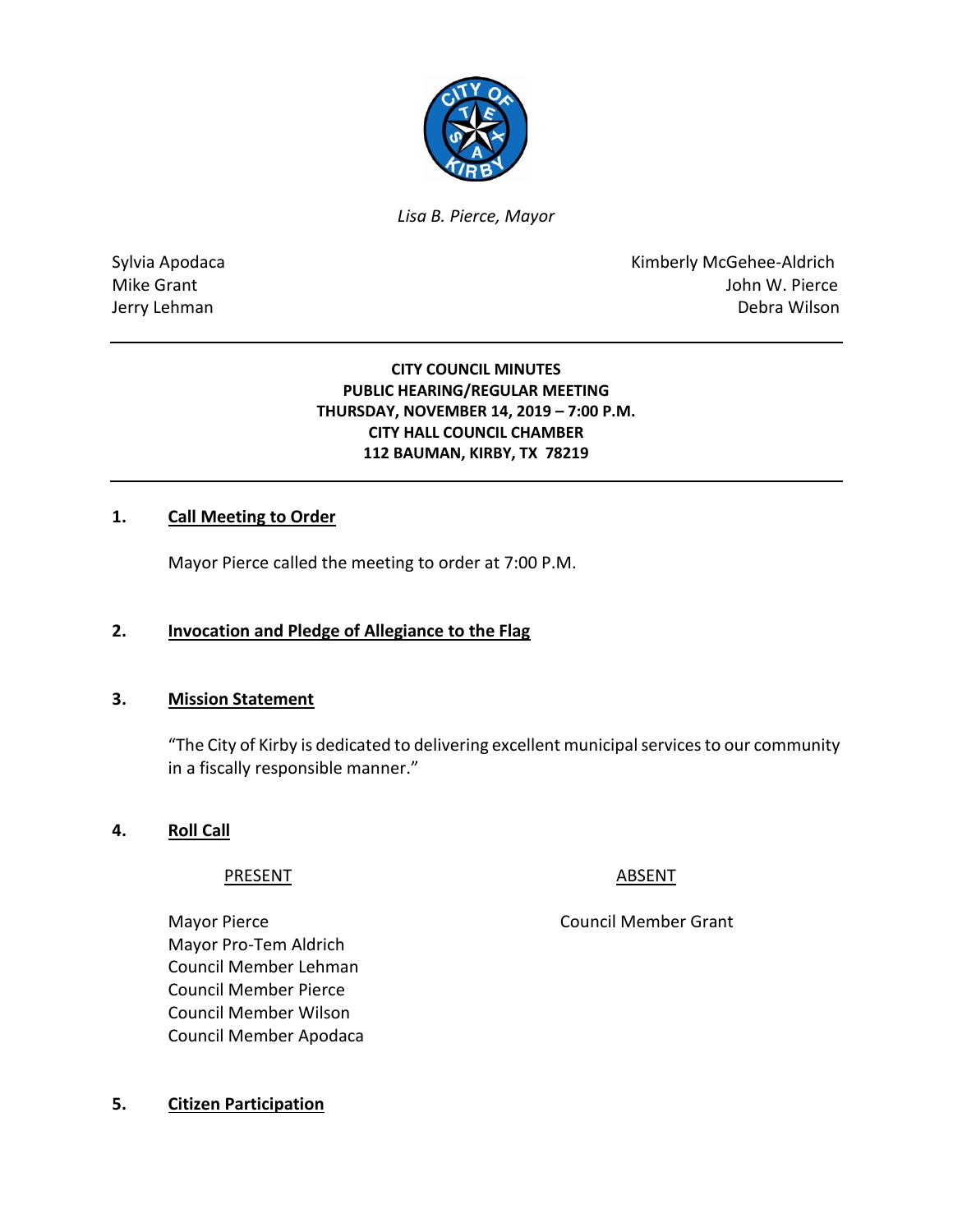*Lisa B. Pierce, Mayor*

Sylvia Apodaca
Mike Grant
Jerry Lehman

Kimberly McGehee-Aldrich
John W. Pierce
Debra Wilson

**CITY COUNCIL MINUTES**
**PUBLIC HEARING/REGULAR MEETING**
**THURSDAY, NOVEMBER 14, 2019 – 7:00 P.M.**
**CITY HALL COUNCIL CHAMBER**
**112 BAUMAN, KIRBY, TX 78219**

## 1. Call Meeting to Order

Mayor Pierce called the meeting to order at 7:00 P.M.

## 2. Invocation and Pledge of Allegiance to the Flag

## 3. Mission Statement

"The City of Kirby is dedicated to delivering excellent municipal services to our community in a fiscally responsible manner."

## 4. Roll Call

| PRESENT | ABSENT |
| --- | --- |
| Mayor Pierce | Council Member Grant |
| Mayor Pro-Tem Aldrich | |
| Council Member Lehman | |
| Council Member Pierce | |
| Council Member Wilson | |
| Council Member Apodaca | |

## 5. Citizen Participation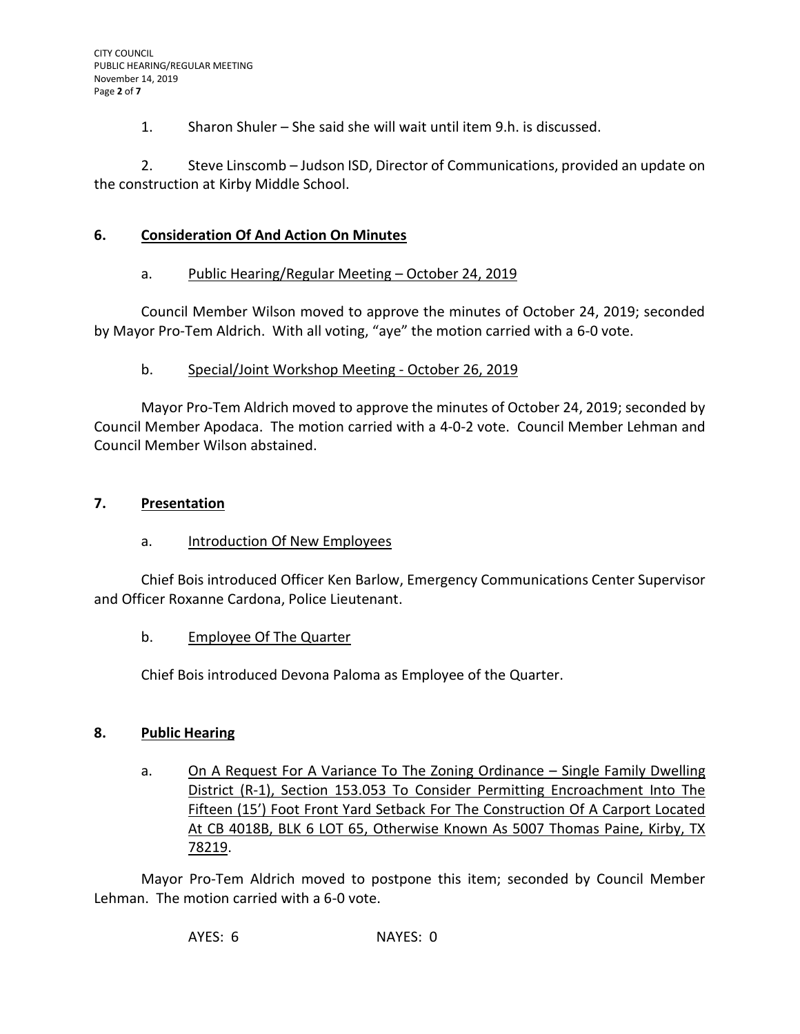1. Sharon Shuler – She said she will wait until item 9.h. is discussed.

2. Steve Linscomb – Judson ISD, Director of Communications, provided an update on the construction at Kirby Middle School.

## 6. Consideration Of And Action On Minutes

a. Public Hearing/Regular Meeting – October 24, 2019

Council Member Wilson moved to approve the minutes of October 24, 2019; seconded by Mayor Pro-Tem Aldrich. With all voting, "aye" the motion carried with a 6-0 vote.

b. Special/Joint Workshop Meeting - October 26, 2019

Mayor Pro-Tem Aldrich moved to approve the minutes of October 24, 2019; seconded by Council Member Apodaca. The motion carried with a 4-0-2 vote. Council Member Lehman and Council Member Wilson abstained.

## 7. Presentation

a. Introduction Of New Employees

Chief Bois introduced Officer Ken Barlow, Emergency Communications Center Supervisor and Officer Roxanne Cardona, Police Lieutenant.

b. Employee Of The Quarter

Chief Bois introduced Devona Paloma as Employee of the Quarter.

## 8. Public Hearing

a. On A Request For A Variance To The Zoning Ordinance – Single Family Dwelling District (R-1), Section 153.053 To Consider Permitting Encroachment Into The Fifteen (15') Foot Front Yard Setback For The Construction Of A Carport Located At CB 4018B, BLK 6 LOT 65, Otherwise Known As 5007 Thomas Paine, Kirby, TX 78219.

Mayor Pro-Tem Aldrich moved to postpone this item; seconded by Council Member Lehman. The motion carried with a 6-0 vote.

AYES: 6 NAYES: 0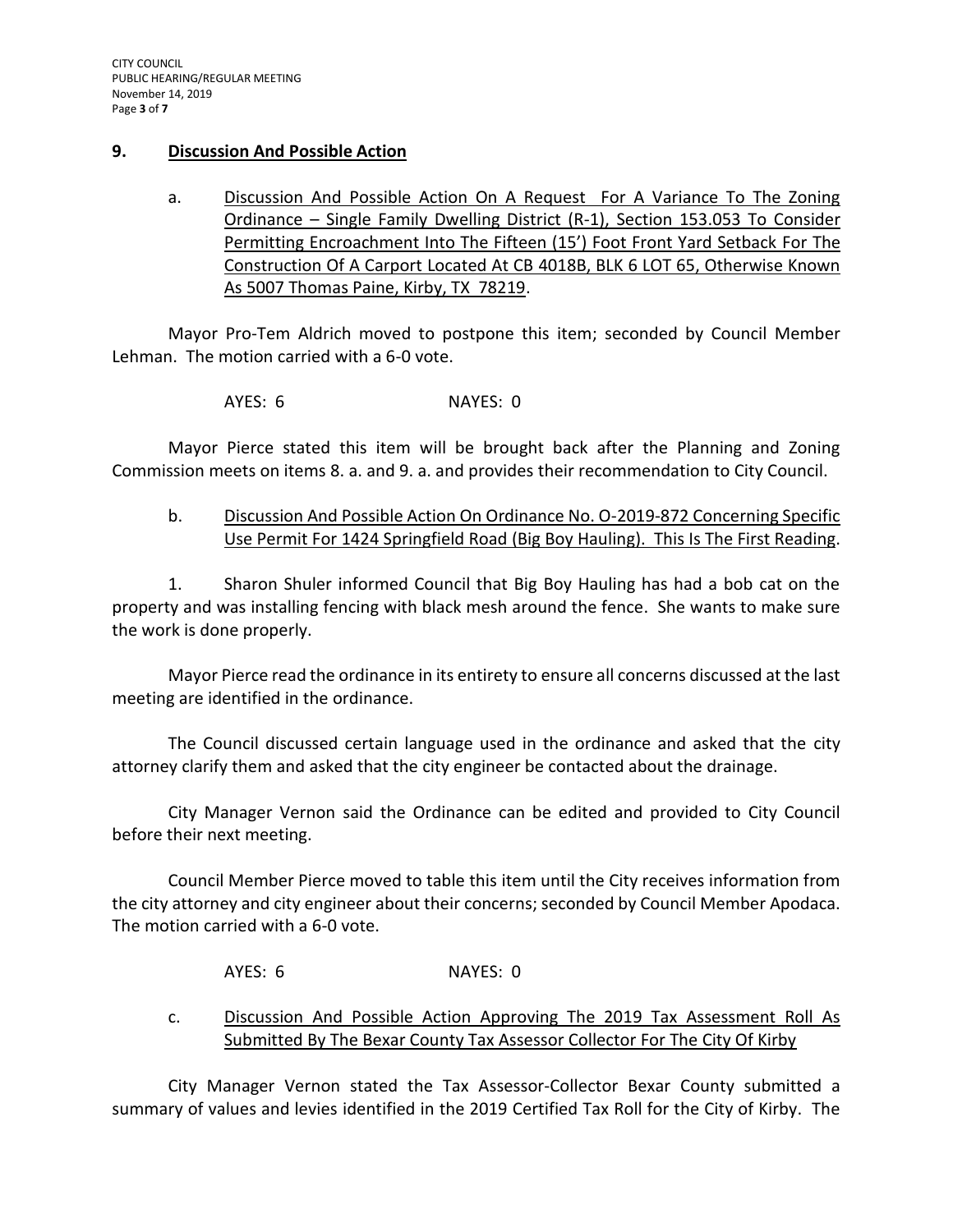## 9. Discussion And Possible Action

a. Discussion And Possible Action On A Request For A Variance To The Zoning Ordinance – Single Family Dwelling District (R-1), Section 153.053 To Consider Permitting Encroachment Into The Fifteen (15') Foot Front Yard Setback For The Construction Of A Carport Located At CB 4018B, BLK 6 LOT 65, Otherwise Known As 5007 Thomas Paine, Kirby, TX 78219.

Mayor Pro-Tem Aldrich moved to postpone this item; seconded by Council Member Lehman. The motion carried with a 6-0 vote.

AYES: 6 NAYES: 0

Mayor Pierce stated this item will be brought back after the Planning and Zoning Commission meets on items 8. a. and 9. a. and provides their recommendation to City Council.

b. Discussion And Possible Action On Ordinance No. O-2019-872 Concerning Specific Use Permit For 1424 Springfield Road (Big Boy Hauling). This Is The First Reading.

1. Sharon Shuler informed Council that Big Boy Hauling has had a bob cat on the property and was installing fencing with black mesh around the fence. She wants to make sure the work is done properly.

Mayor Pierce read the ordinance in its entirety to ensure all concerns discussed at the last meeting are identified in the ordinance.

The Council discussed certain language used in the ordinance and asked that the city attorney clarify them and asked that the city engineer be contacted about the drainage.

City Manager Vernon said the Ordinance can be edited and provided to City Council before their next meeting.

Council Member Pierce moved to table this item until the City receives information from the city attorney and city engineer about their concerns; seconded by Council Member Apodaca. The motion carried with a 6-0 vote.

AYES: 6 NAYES: 0

c. Discussion And Possible Action Approving The 2019 Tax Assessment Roll As Submitted By The Bexar County Tax Assessor Collector For The City Of Kirby

City Manager Vernon stated the Tax Assessor-Collector Bexar County submitted a summary of values and levies identified in the 2019 Certified Tax Roll for the City of Kirby. The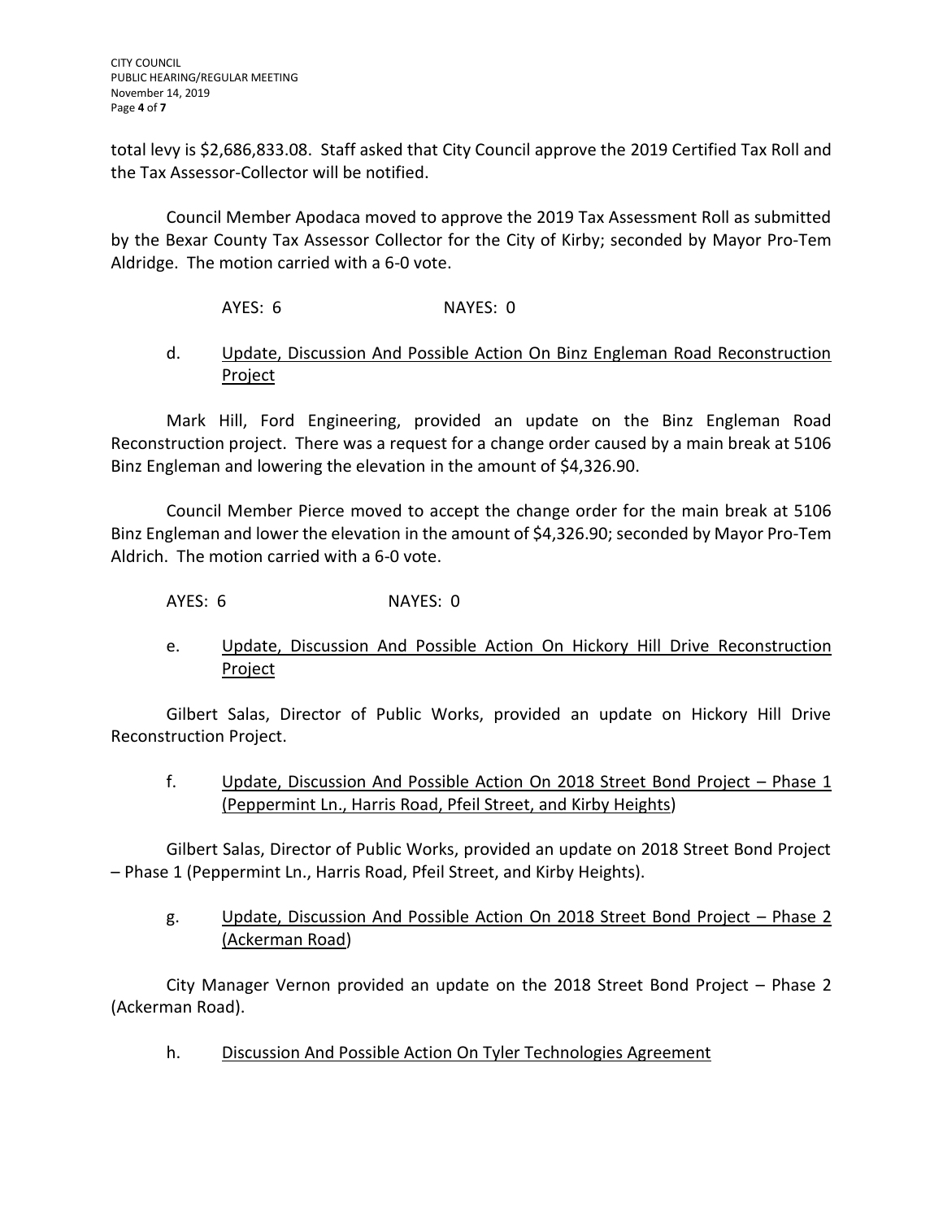total levy is $2,686,833.08. Staff asked that City Council approve the 2019 Certified Tax Roll and the Tax Assessor-Collector will be notified.

Council Member Apodaca moved to approve the 2019 Tax Assessment Roll as submitted by the Bexar County Tax Assessor Collector for the City of Kirby; seconded by Mayor Pro-Tem Aldridge. The motion carried with a 6-0 vote.

AYES: 6 NAYES: 0

d. Update, Discussion And Possible Action On Binz Engleman Road Reconstruction Project

Mark Hill, Ford Engineering, provided an update on the Binz Engleman Road Reconstruction project. There was a request for a change order caused by a main break at 5106 Binz Engleman and lowering the elevation in the amount of $4,326.90.

Council Member Pierce moved to accept the change order for the main break at 5106 Binz Engleman and lower the elevation in the amount of $4,326.90; seconded by Mayor Pro-Tem Aldrich. The motion carried with a 6-0 vote.

AYES: 6 NAYES: 0

e. Update, Discussion And Possible Action On Hickory Hill Drive Reconstruction Project

Gilbert Salas, Director of Public Works, provided an update on Hickory Hill Drive Reconstruction Project.

f. Update, Discussion And Possible Action On 2018 Street Bond Project – Phase 1 (Peppermint Ln., Harris Road, Pfeil Street, and Kirby Heights)

Gilbert Salas, Director of Public Works, provided an update on 2018 Street Bond Project – Phase 1 (Peppermint Ln., Harris Road, Pfeil Street, and Kirby Heights).

g. Update, Discussion And Possible Action On 2018 Street Bond Project – Phase 2 (Ackerman Road)

City Manager Vernon provided an update on the 2018 Street Bond Project – Phase 2 (Ackerman Road).

h. Discussion And Possible Action On Tyler Technologies Agreement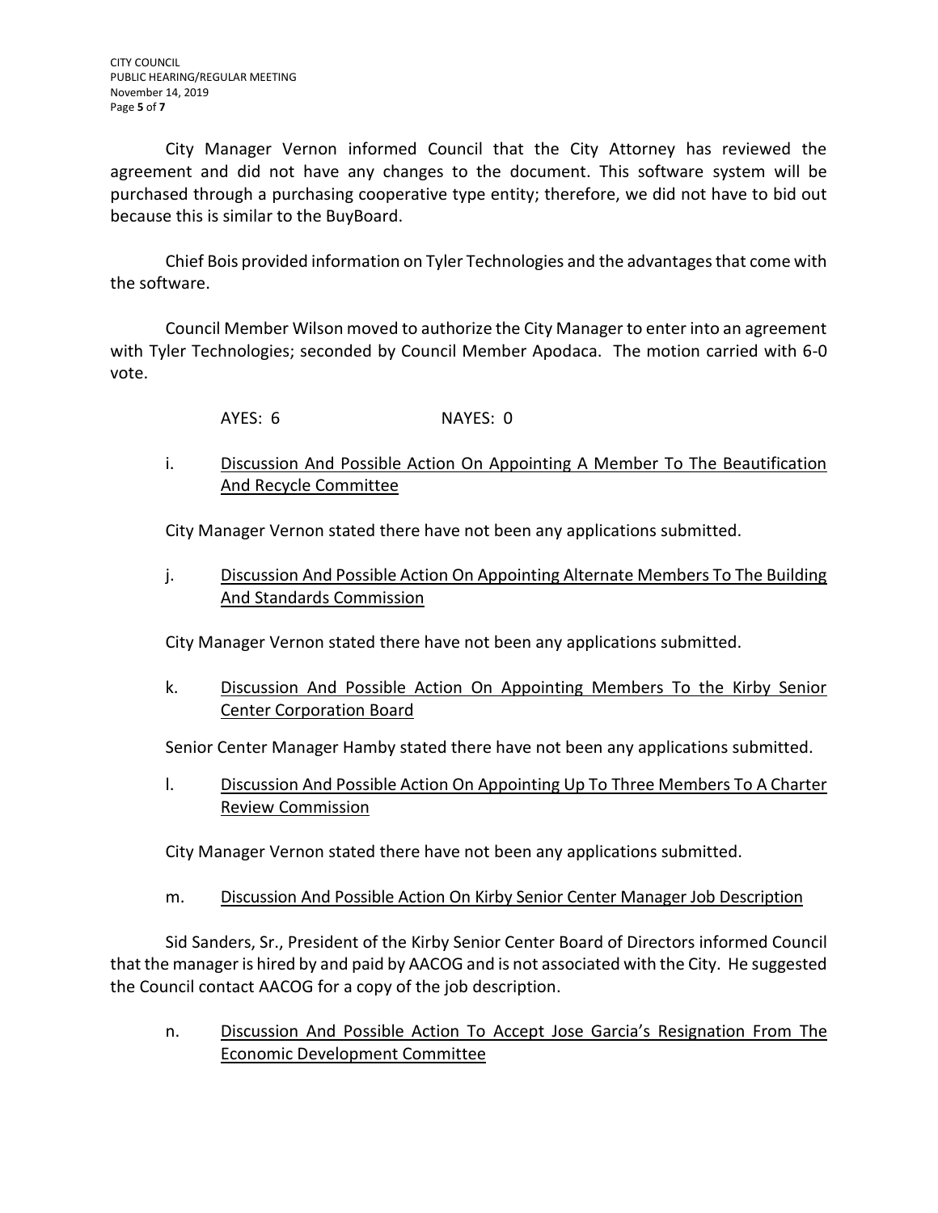City Manager Vernon informed Council that the City Attorney has reviewed the agreement and did not have any changes to the document. This software system will be purchased through a purchasing cooperative type entity; therefore, we did not have to bid out because this is similar to the BuyBoard.

Chief Bois provided information on Tyler Technologies and the advantages that come with the software.

Council Member Wilson moved to authorize the City Manager to enter into an agreement with Tyler Technologies; seconded by Council Member Apodaca. The motion carried with 6-0 vote.

AYES: 6 NAYES: 0

i. Discussion And Possible Action On Appointing A Member To The Beautification And Recycle Committee

City Manager Vernon stated there have not been any applications submitted.

j. Discussion And Possible Action On Appointing Alternate Members To The Building And Standards Commission

City Manager Vernon stated there have not been any applications submitted.

k. Discussion And Possible Action On Appointing Members To the Kirby Senior Center Corporation Board

Senior Center Manager Hamby stated there have not been any applications submitted.

l. Discussion And Possible Action On Appointing Up To Three Members To A Charter Review Commission

City Manager Vernon stated there have not been any applications submitted.

m. Discussion And Possible Action On Kirby Senior Center Manager Job Description

Sid Sanders, Sr., President of the Kirby Senior Center Board of Directors informed Council that the manager is hired by and paid by AACOG and is not associated with the City. He suggested the Council contact AACOG for a copy of the job description.

n. Discussion And Possible Action To Accept Jose Garcia's Resignation From The Economic Development Committee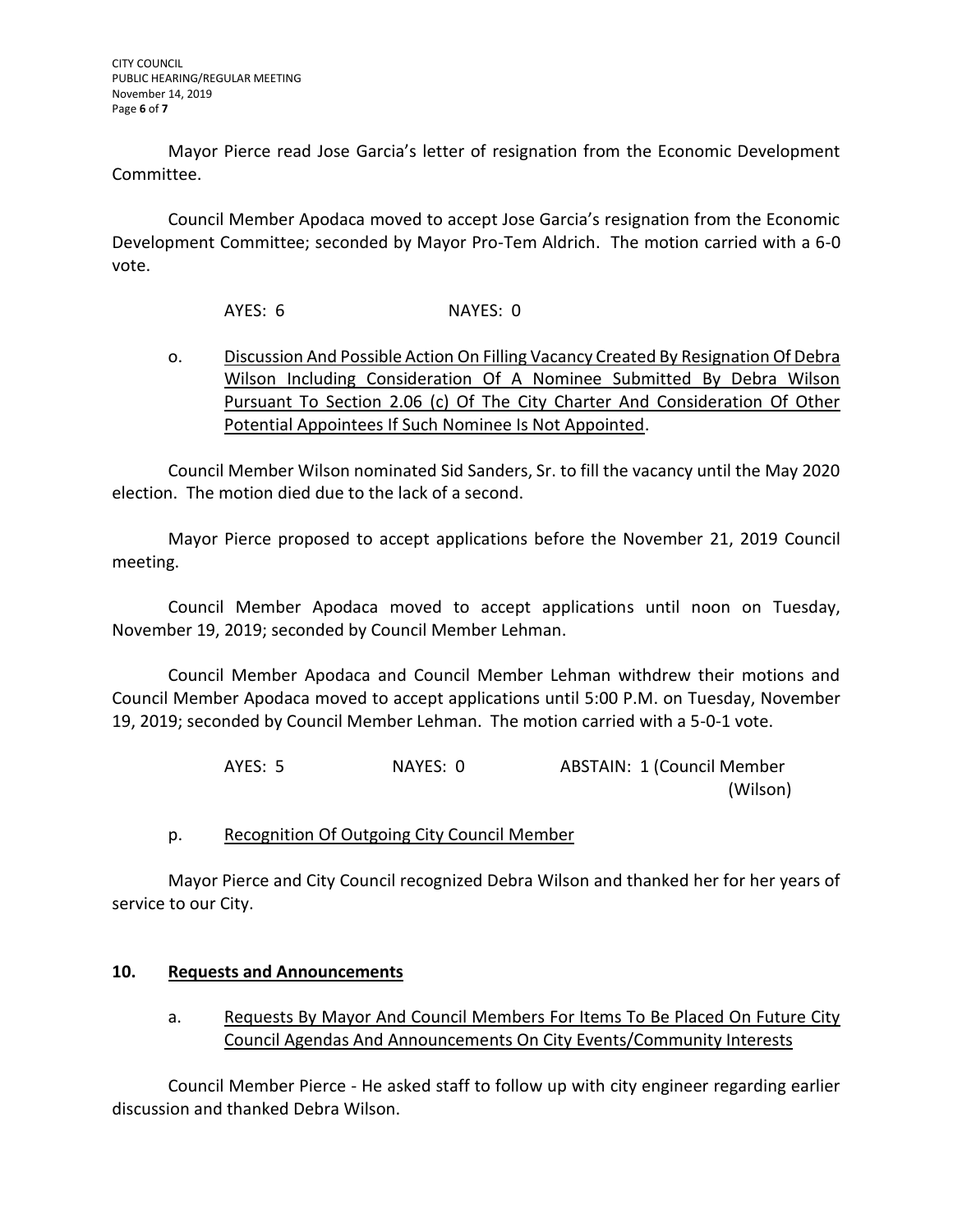Mayor Pierce read Jose Garcia's letter of resignation from the Economic Development Committee.

Council Member Apodaca moved to accept Jose Garcia's resignation from the Economic Development Committee; seconded by Mayor Pro-Tem Aldrich. The motion carried with a 6-0 vote.

AYES: 6 NAYES: 0

o. Discussion And Possible Action On Filling Vacancy Created By Resignation Of Debra Wilson Including Consideration Of A Nominee Submitted By Debra Wilson Pursuant To Section 2.06 (c) Of The City Charter And Consideration Of Other Potential Appointees If Such Nominee Is Not Appointed.

Council Member Wilson nominated Sid Sanders, Sr. to fill the vacancy until the May 2020 election. The motion died due to the lack of a second.

Mayor Pierce proposed to accept applications before the November 21, 2019 Council meeting.

Council Member Apodaca moved to accept applications until noon on Tuesday, November 19, 2019; seconded by Council Member Lehman.

Council Member Apodaca and Council Member Lehman withdrew their motions and Council Member Apodaca moved to accept applications until 5:00 P.M. on Tuesday, November 19, 2019; seconded by Council Member Lehman. The motion carried with a 5-0-1 vote.

AYES: 5 NAYES: 0 ABSTAIN: 1 (Council Member (Wilson)

p. Recognition Of Outgoing City Council Member

Mayor Pierce and City Council recognized Debra Wilson and thanked her for her years of service to our City.

## 10. Requests and Announcements

a. Requests By Mayor And Council Members For Items To Be Placed On Future City Council Agendas And Announcements On City Events/Community Interests

Council Member Pierce - He asked staff to follow up with city engineer regarding earlier discussion and thanked Debra Wilson.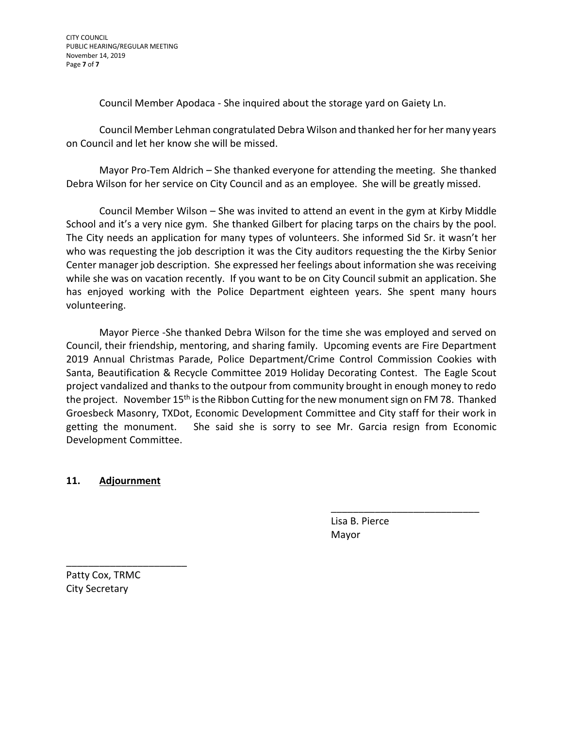Council Member Apodaca - She inquired about the storage yard on Gaiety Ln.

Council Member Lehman congratulated Debra Wilson and thanked her for her many years on Council and let her know she will be missed.

Mayor Pro-Tem Aldrich – She thanked everyone for attending the meeting. She thanked Debra Wilson for her service on City Council and as an employee. She will be greatly missed.

Council Member Wilson – She was invited to attend an event in the gym at Kirby Middle School and it's a very nice gym. She thanked Gilbert for placing tarps on the chairs by the pool. The City needs an application for many types of volunteers. She informed Sid Sr. it wasn't her who was requesting the job description it was the City auditors requesting the the Kirby Senior Center manager job description. She expressed her feelings about information she was receiving while she was on vacation recently. If you want to be on City Council submit an application. She has enjoyed working with the Police Department eighteen years. She spent many hours volunteering.

Mayor Pierce -She thanked Debra Wilson for the time she was employed and served on Council, their friendship, mentoring, and sharing family. Upcoming events are Fire Department 2019 Annual Christmas Parade, Police Department/Crime Control Commission Cookies with Santa, Beautification & Recycle Committee 2019 Holiday Decorating Contest. The Eagle Scout project vandalized and thanks to the outpour from community brought in enough money to redo the project. November 15th is the Ribbon Cutting for the new monument sign on FM 78. Thanked Groesbeck Masonry, TXDot, Economic Development Committee and City staff for their work in getting the monument. She said she is sorry to see Mr. Garcia resign from Economic Development Committee.

**11. Adjournment**

___________________________
Lisa B. Pierce
Mayor

______________________
Patty Cox, TRMC
City Secretary